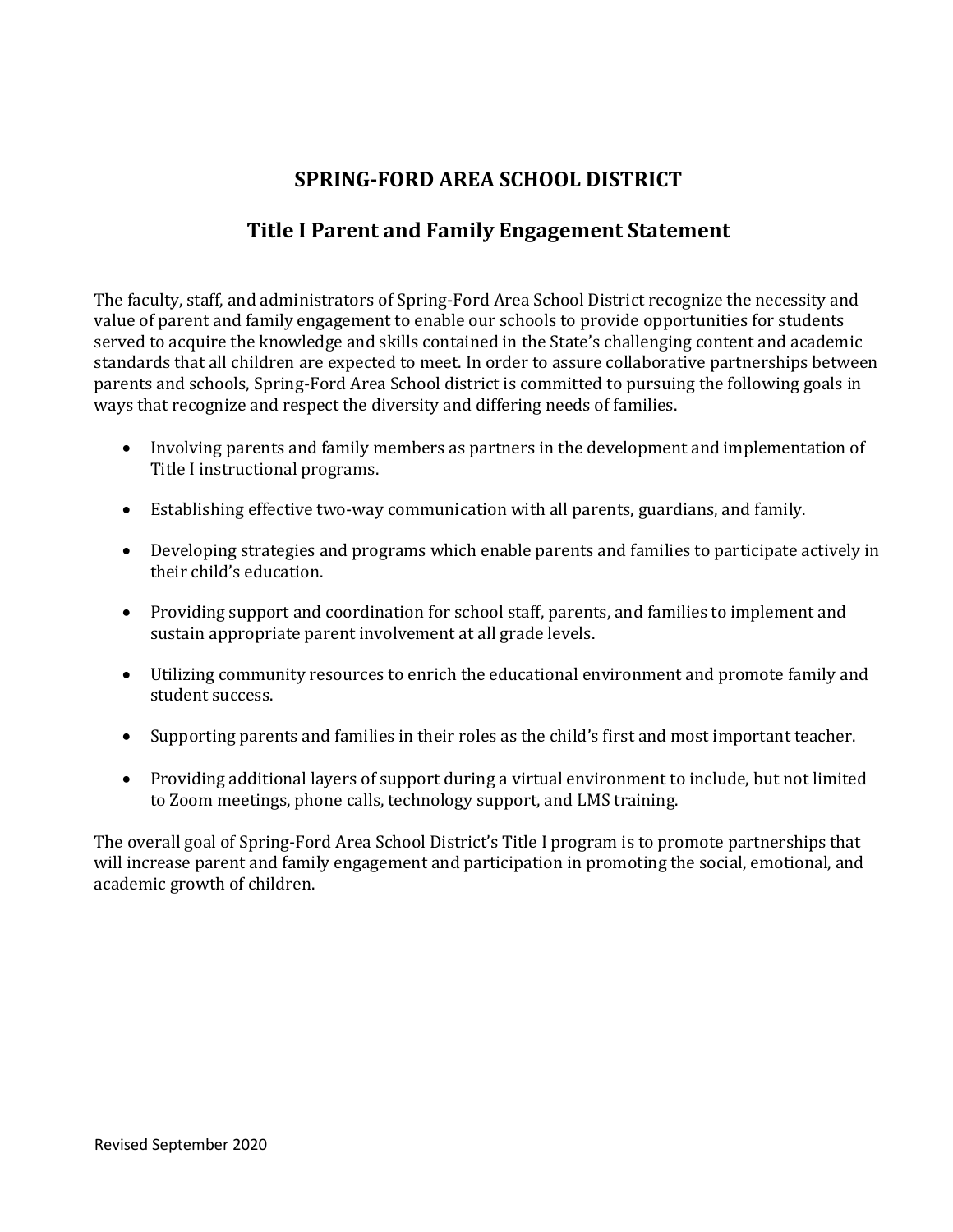# SPRING-FORD AREA SCHOOL DISTRICT

## Title I Parent and Family Engagement Statement

The faculty, staff, and administrators of Spring-Ford Area School District recognize the necessity and value of parent and family engagement to enable our schools to provide opportunities for students served to acquire the knowledge and skills contained in the State's challenging content and academic standards that all children are expected to meet. In order to assure collaborative partnerships between parents and schools, Spring-Ford Area School district is committed to pursuing the following goals in ways that recognize and respect the diversity and differing needs of families.

- Involving parents and family members as partners in the development and implementation of Title I instructional programs.
- Establishing effective two-way communication with all parents, guardians, and family.
- Developing strategies and programs which enable parents and families to participate actively in their child's education.
- Providing support and coordination for school staff, parents, and families to implement and sustain appropriate parent involvement at all grade levels.
- Utilizing community resources to enrich the educational environment and promote family and student success.
- Supporting parents and families in their roles as the child's first and most important teacher.
- Providing additional layers of support during a virtual environment to include, but not limited to Zoom meetings, phone calls, technology support, and LMS training.

The overall goal of Spring-Ford Area School District's Title I program is to promote partnerships that will increase parent and family engagement and participation in promoting the social, emotional, and academic growth of children.

Revised September 2020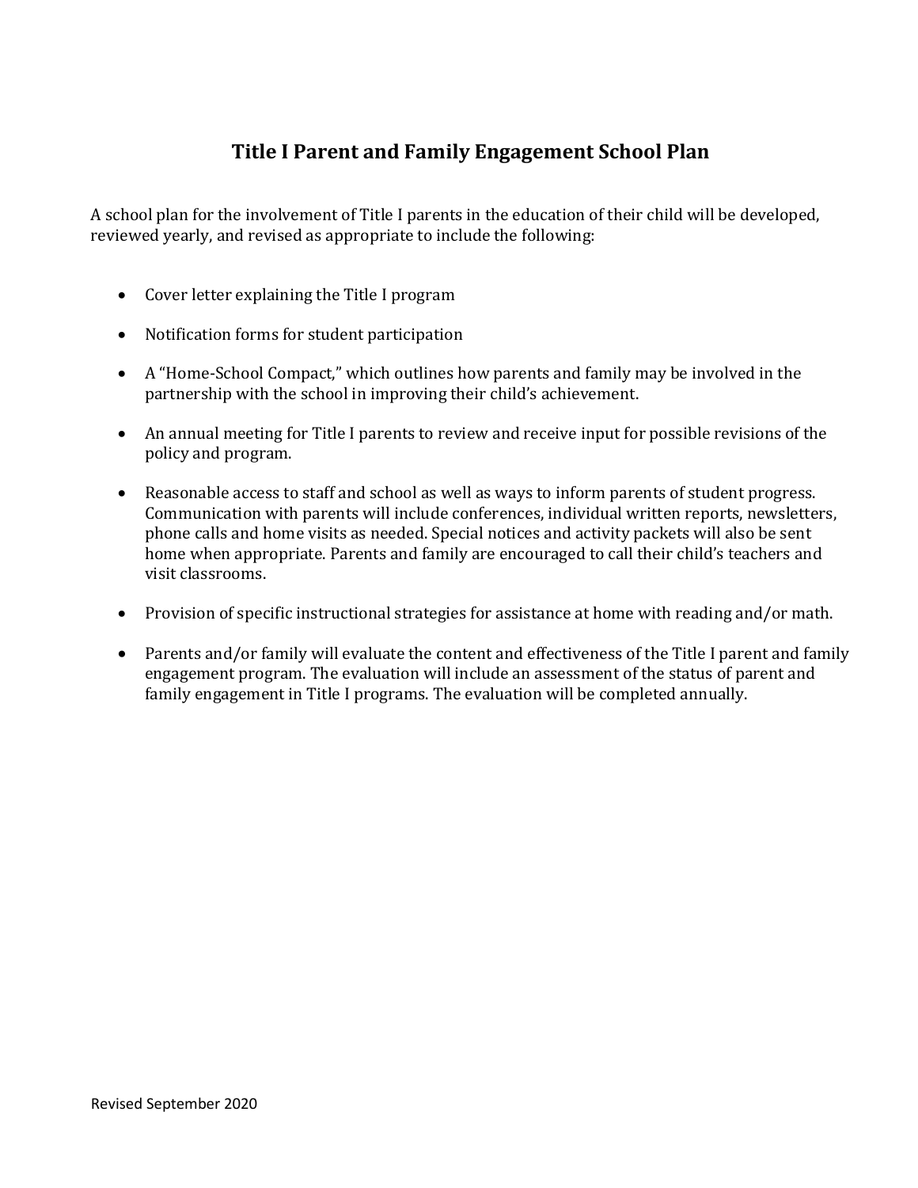# Title I Parent and Family Engagement School Plan

A school plan for the involvement of Title I parents in the education of their child will be developed, reviewed yearly, and revised as appropriate to include the following:

- Cover letter explaining the Title I program
- Notification forms for student participation
- A "Home-School Compact," which outlines how parents and family may be involved in the partnership with the school in improving their child's achievement.
- An annual meeting for Title I parents to review and receive input for possible revisions of the policy and program.
- Reasonable access to staff and school as well as ways to inform parents of student progress. Communication with parents will include conferences, individual written reports, newsletters, phone calls and home visits as needed. Special notices and activity packets will also be sent home when appropriate. Parents and family are encouraged to call their child's teachers and visit classrooms.
- Provision of specific instructional strategies for assistance at home with reading and/or math.
- Parents and/or family will evaluate the content and effectiveness of the Title I parent and family engagement program. The evaluation will include an assessment of the status of parent and family engagement in Title I programs. The evaluation will be completed annually.

Revised September 2020